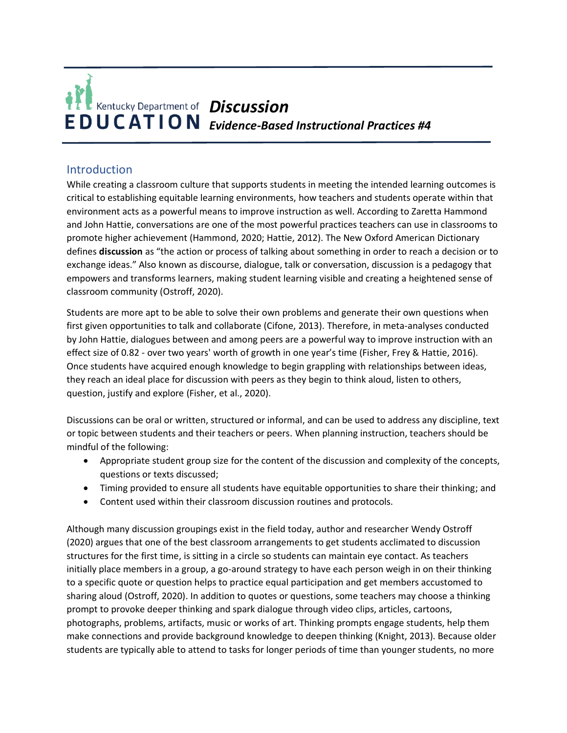Kentucky Department of EDUCATION

# *Discussion*

## *Evidence-Based Instructional Practices #4*

## Introduction

While creating a classroom culture that supports students in meeting the intended learning outcomes is critical to establishing equitable learning environments, how teachers and students operate within that environment acts as a powerful means to improve instruction as well. According to Zaretta Hammond and John Hattie, conversations are one of the most powerful practices teachers can use in classrooms to promote higher achievement (Hammond, 2020; Hattie, 2012). The New Oxford American Dictionary defines **discussion** as "the action or process of talking about something in order to reach a decision or to exchange ideas." Also known as discourse, dialogue, talk or conversation, discussion is a pedagogy that empowers and transforms learners, making student learning visible and creating a heightened sense of classroom community (Ostroff, 2020).

Students are more apt to be able to solve their own problems and generate their own questions when first given opportunities to talk and collaborate (Cifone, 2013). Therefore, in meta-analyses conducted by John Hattie, dialogues between and among peers are a powerful way to improve instruction with an effect size of 0.82 - over two years' worth of growth in one year's time (Fisher, Frey & Hattie, 2016). Once students have acquired enough knowledge to begin grappling with relationships between ideas, they reach an ideal place for discussion with peers as they begin to think aloud, listen to others, question, justify and explore (Fisher, et al., 2020).

Discussions can be oral or written, structured or informal, and can be used to address any discipline, text or topic between students and their teachers or peers. When planning instruction, teachers should be mindful of the following:

- Appropriate student group size for the content of the discussion and complexity of the concepts, questions or texts discussed;
- Timing provided to ensure all students have equitable opportunities to share their thinking; and
- Content used within their classroom discussion routines and protocols.

Although many discussion groupings exist in the field today, author and researcher Wendy Ostroff (2020) argues that one of the best classroom arrangements to get students acclimated to discussion structures for the first time, is sitting in a circle so students can maintain eye contact. As teachers initially place members in a group, a go-around strategy to have each person weigh in on their thinking to a specific quote or question helps to practice equal participation and get members accustomed to sharing aloud (Ostroff, 2020). In addition to quotes or questions, some teachers may choose a thinking prompt to provoke deeper thinking and spark dialogue through video clips, articles, cartoons, photographs, problems, artifacts, music or works of art. Thinking prompts engage students, help them make connections and provide background knowledge to deepen thinking (Knight, 2013). Because older students are typically able to attend to tasks for longer periods of time than younger students, no more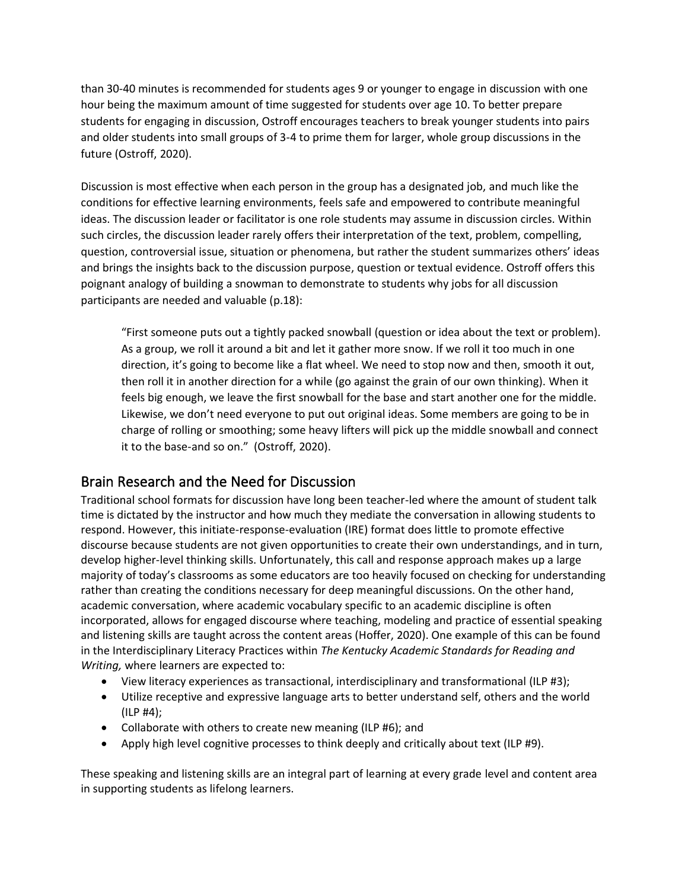than 30-40 minutes is recommended for students ages 9 or younger to engage in discussion with one hour being the maximum amount of time suggested for students over age 10. To better prepare students for engaging in discussion, Ostroff encourages teachers to break younger students into pairs and older students into small groups of 3-4 to prime them for larger, whole group discussions in the future (Ostroff, 2020).

Discussion is most effective when each person in the group has a designated job, and much like the conditions for effective learning environments, feels safe and empowered to contribute meaningful ideas. The discussion leader or facilitator is one role students may assume in discussion circles. Within such circles, the discussion leader rarely offers their interpretation of the text, problem, compelling, question, controversial issue, situation or phenomena, but rather the student summarizes others' ideas and brings the insights back to the discussion purpose, question or textual evidence. Ostroff offers this poignant analogy of building a snowman to demonstrate to students why jobs for all discussion participants are needed and valuable (p.18):

> "First someone puts out a tightly packed snowball (question or idea about the text or problem). As a group, we roll it around a bit and let it gather more snow. If we roll it too much in one direction, it's going to become like a flat wheel. We need to stop now and then, smooth it out, then roll it in another direction for a while (go against the grain of our own thinking). When it feels big enough, we leave the first snowball for the base and start another one for the middle. Likewise, we don't need everyone to put out original ideas. Some members are going to be in charge of rolling or smoothing; some heavy lifters will pick up the middle snowball and connect it to the base-and so on." (Ostroff, 2020).

## Brain Research and the Need for Discussion

Traditional school formats for discussion have long been teacher-led where the amount of student talk time is dictated by the instructor and how much they mediate the conversation in allowing students to respond. However, this initiate-response-evaluation (IRE) format does little to promote effective discourse because students are not given opportunities to create their own understandings, and in turn, develop higher-level thinking skills. Unfortunately, this call and response approach makes up a large majority of today's classrooms as some educators are too heavily focused on checking for understanding rather than creating the conditions necessary for deep meaningful discussions. On the other hand, academic conversation, where academic vocabulary specific to an academic discipline is often incorporated, allows for engaged discourse where teaching, modeling and practice of essential speaking and listening skills are taught across the content areas (Hoffer, 2020). One example of this can be found in the Interdisciplinary Literacy Practices within *The Kentucky Academic Standards for Reading and Writing,* where learners are expected to:

- View literacy experiences as transactional, interdisciplinary and transformational (ILP #3);
- Utilize receptive and expressive language arts to better understand self, others and the world (ILP #4);
- Collaborate with others to create new meaning (ILP #6); and
- Apply high level cognitive processes to think deeply and critically about text (ILP #9).

These speaking and listening skills are an integral part of learning at every grade level and content area in supporting students as lifelong learners.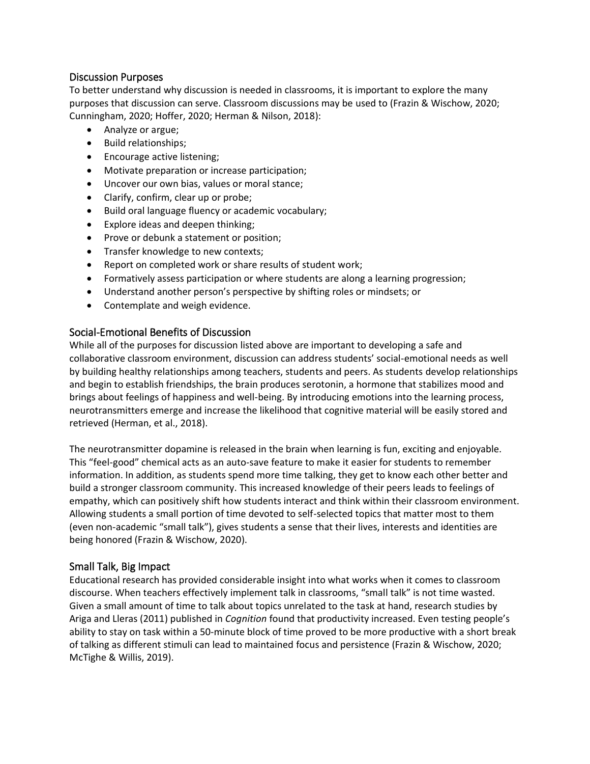## Discussion Purposes

To better understand why discussion is needed in classrooms, it is important to explore the many purposes that discussion can serve. Classroom discussions may be used to (Frazin & Wischow, 2020; Cunningham, 2020; Hoffer, 2020; Herman & Nilson, 2018):

- Analyze or argue;
- Build relationships;
- Encourage active listening;
- Motivate preparation or increase participation;
- Uncover our own bias, values or moral stance;
- Clarify, confirm, clear up or probe;
- Build oral language fluency or academic vocabulary;
- Explore ideas and deepen thinking;
- Prove or debunk a statement or position;
- Transfer knowledge to new contexts;
- Report on completed work or share results of student work;
- Formatively assess participation or where students are along a learning progression;
- Understand another person's perspective by shifting roles or mindsets; or
- Contemplate and weigh evidence.

## Social-Emotional Benefits of Discussion

While all of the purposes for discussion listed above are important to developing a safe and collaborative classroom environment, discussion can address students' social-emotional needs as well by building healthy relationships among teachers, students and peers. As students develop relationships and begin to establish friendships, the brain produces serotonin, a hormone that stabilizes mood and brings about feelings of happiness and well-being. By introducing emotions into the learning process, neurotransmitters emerge and increase the likelihood that cognitive material will be easily stored and retrieved (Herman, et al., 2018).

The neurotransmitter dopamine is released in the brain when learning is fun, exciting and enjoyable. This "feel-good" chemical acts as an auto-save feature to make it easier for students to remember information. In addition, as students spend more time talking, they get to know each other better and build a stronger classroom community. This increased knowledge of their peers leads to feelings of empathy, which can positively shift how students interact and think within their classroom environment. Allowing students a small portion of time devoted to self-selected topics that matter most to them (even non-academic "small talk"), gives students a sense that their lives, interests and identities are being honored (Frazin & Wischow, 2020).

## Small Talk, Big Impact

Educational research has provided considerable insight into what works when it comes to classroom discourse. When teachers effectively implement talk in classrooms, "small talk" is not time wasted. Given a small amount of time to talk about topics unrelated to the task at hand, research studies by Ariga and Lleras (2011) published in *Cognition* found that productivity increased. Even testing people's ability to stay on task within a 50-minute block of time proved to be more productive with a short break of talking as different stimuli can lead to maintained focus and persistence (Frazin & Wischow, 2020; McTighe & Willis, 2019).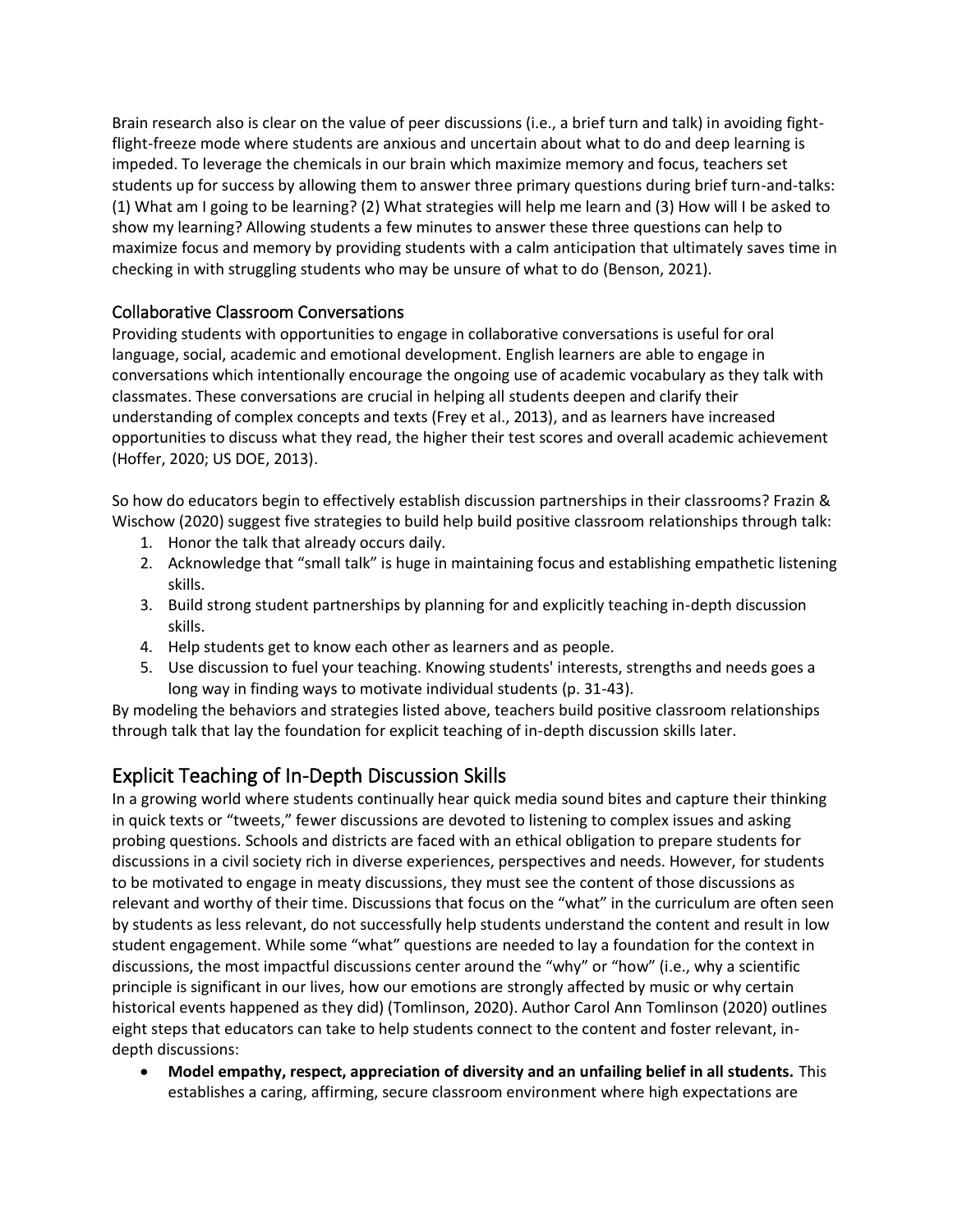Brain research also is clear on the value of peer discussions (i.e., a brief turn and talk) in avoiding fight-flight-freeze mode where students are anxious and uncertain about what to do and deep learning is impeded. To leverage the chemicals in our brain which maximize memory and focus, teachers set students up for success by allowing them to answer three primary questions during brief turn-and-talks: (1) What am I going to be learning? (2) What strategies will help me learn and (3) How will I be asked to show my learning? Allowing students a few minutes to answer these three questions can help to maximize focus and memory by providing students with a calm anticipation that ultimately saves time in checking in with struggling students who may be unsure of what to do (Benson, 2021).

### Collaborative Classroom Conversations

Providing students with opportunities to engage in collaborative conversations is useful for oral language, social, academic and emotional development. English learners are able to engage in conversations which intentionally encourage the ongoing use of academic vocabulary as they talk with classmates. These conversations are crucial in helping all students deepen and clarify their understanding of complex concepts and texts (Frey et al., 2013), and as learners have increased opportunities to discuss what they read, the higher their test scores and overall academic achievement (Hoffer, 2020; US DOE, 2013).

So how do educators begin to effectively establish discussion partnerships in their classrooms? Frazin & Wischow (2020) suggest five strategies to build help build positive classroom relationships through talk:

1. Honor the talk that already occurs daily.
2. Acknowledge that "small talk" is huge in maintaining focus and establishing empathetic listening skills.
3. Build strong student partnerships by planning for and explicitly teaching in-depth discussion skills.
4. Help students get to know each other as learners and as people.
5. Use discussion to fuel your teaching. Knowing students' interests, strengths and needs goes a long way in finding ways to motivate individual students (p. 31-43).

By modeling the behaviors and strategies listed above, teachers build positive classroom relationships through talk that lay the foundation for explicit teaching of in-depth discussion skills later.

## Explicit Teaching of In-Depth Discussion Skills

In a growing world where students continually hear quick media sound bites and capture their thinking in quick texts or "tweets," fewer discussions are devoted to listening to complex issues and asking probing questions. Schools and districts are faced with an ethical obligation to prepare students for discussions in a civil society rich in diverse experiences, perspectives and needs. However, for students to be motivated to engage in meaty discussions, they must see the content of those discussions as relevant and worthy of their time. Discussions that focus on the "what" in the curriculum are often seen by students as less relevant, do not successfully help students understand the content and result in low student engagement. While some "what" questions are needed to lay a foundation for the context in discussions, the most impactful discussions center around the "why" or "how" (i.e., why a scientific principle is significant in our lives, how our emotions are strongly affected by music or why certain historical events happened as they did) (Tomlinson, 2020). Author Carol Ann Tomlinson (2020) outlines eight steps that educators can take to help students connect to the content and foster relevant, in-depth discussions:

- **Model empathy, respect, appreciation of diversity and an unfailing belief in all students.** This establishes a caring, affirming, secure classroom environment where high expectations are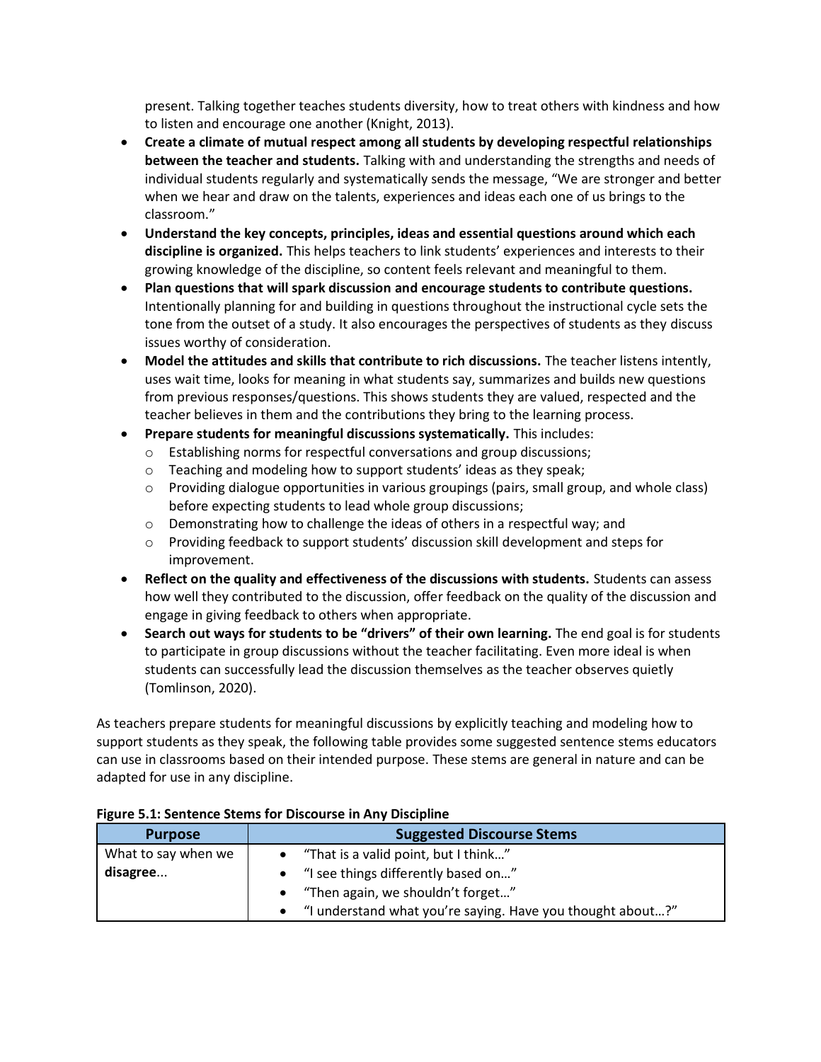present. Talking together teaches students diversity, how to treat others with kindness and how to listen and encourage one another (Knight, 2013).

- **Create a climate of mutual respect among all students by developing respectful relationships between the teacher and students.** Talking with and understanding the strengths and needs of individual students regularly and systematically sends the message, "We are stronger and better when we hear and draw on the talents, experiences and ideas each one of us brings to the classroom."
- **Understand the key concepts, principles, ideas and essential questions around which each discipline is organized.** This helps teachers to link students' experiences and interests to their growing knowledge of the discipline, so content feels relevant and meaningful to them.
- **Plan questions that will spark discussion and encourage students to contribute questions.** Intentionally planning for and building in questions throughout the instructional cycle sets the tone from the outset of a study. It also encourages the perspectives of students as they discuss issues worthy of consideration.
- **Model the attitudes and skills that contribute to rich discussions.** The teacher listens intently, uses wait time, looks for meaning in what students say, summarizes and builds new questions from previous responses/questions. This shows students they are valued, respected and the teacher believes in them and the contributions they bring to the learning process.
- **Prepare students for meaningful discussions systematically.** This includes:
  - Establishing norms for respectful conversations and group discussions;
  - Teaching and modeling how to support students' ideas as they speak;
  - Providing dialogue opportunities in various groupings (pairs, small group, and whole class) before expecting students to lead whole group discussions;
  - Demonstrating how to challenge the ideas of others in a respectful way; and
  - Providing feedback to support students' discussion skill development and steps for improvement.
- **Reflect on the quality and effectiveness of the discussions with students.** Students can assess how well they contributed to the discussion, offer feedback on the quality of the discussion and engage in giving feedback to others when appropriate.
- **Search out ways for students to be "drivers" of their own learning.** The end goal is for students to participate in group discussions without the teacher facilitating. Even more ideal is when students can successfully lead the discussion themselves as the teacher observes quietly (Tomlinson, 2020).

As teachers prepare students for meaningful discussions by explicitly teaching and modeling how to support students as they speak, the following table provides some suggested sentence stems educators can use in classrooms based on their intended purpose. These stems are general in nature and can be adapted for use in any discipline.

**Figure 5.1: Sentence Stems for Discourse in Any Discipline**

| Purpose | Suggested Discourse Stems |
|---|---|
| What to say when we **disagree**... | • "That is a valid point, but I think…"<br>• "I see things differently based on…"<br>• "Then again, we shouldn't forget…"<br>• "I understand what you're saying. Have you thought about…?" |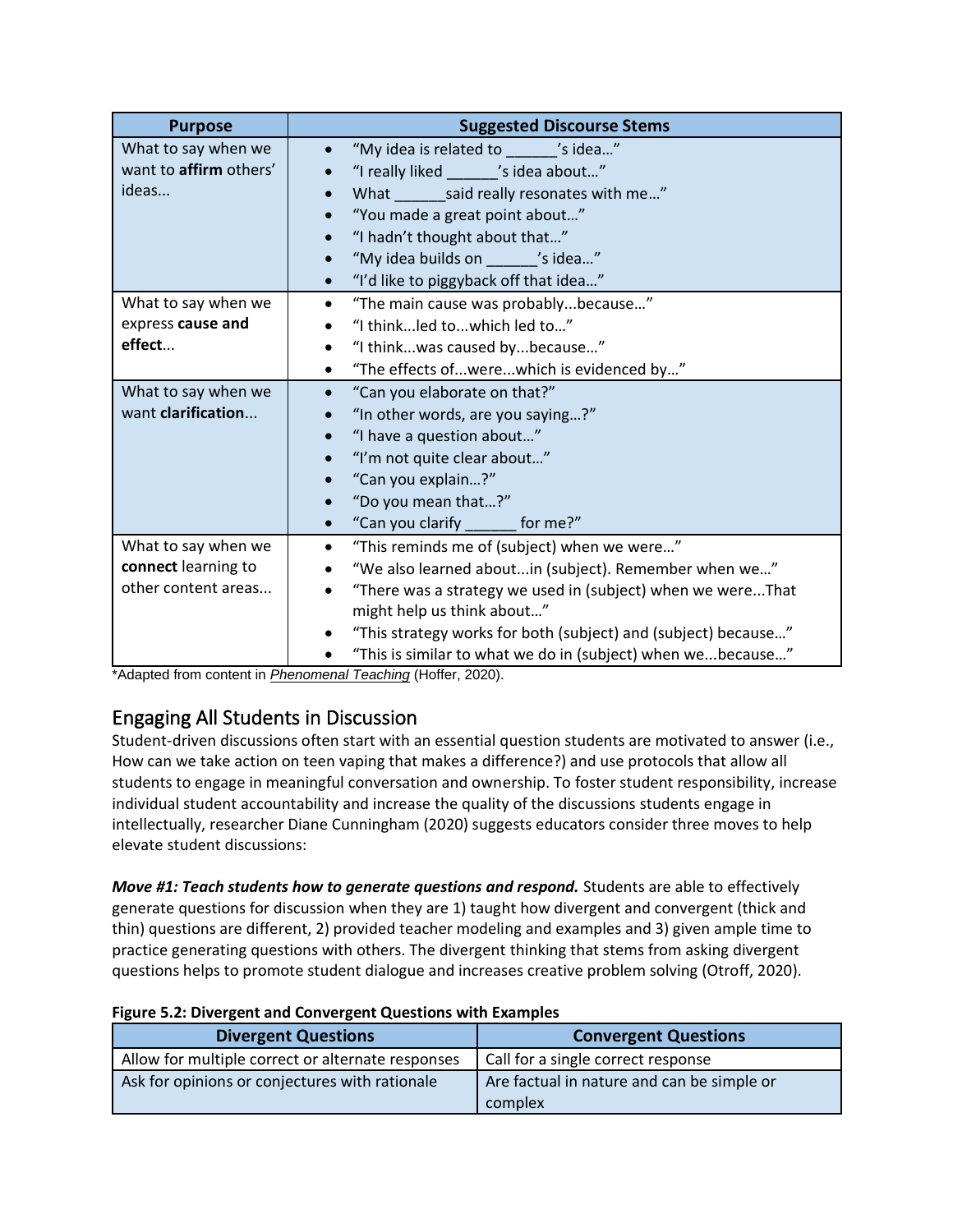| Purpose | Suggested Discourse Stems |
|---|---|
| What to say when we want to **affirm** others' ideas... | • "My idea is related to ______'s idea…"<br>• "I really liked ______'s idea about…"<br>• What ______said really resonates with me…"<br>• "You made a great point about…"<br>• "I hadn't thought about that…"<br>• "My idea builds on ______'s idea…"<br>• "I'd like to piggyback off that idea…" |
| What to say when we express **cause and effect**... | • "The main cause was probably...because…"<br>• "I think...led to...which led to…"<br>• "I think...was caused by...because…"<br>• "The effects of...were...which is evidenced by…" |
| What to say when we want **clarification**... | • "Can you elaborate on that?"<br>• "In other words, are you saying…?"<br>• "I have a question about…"<br>• "I'm not quite clear about…"<br>• "Can you explain…?"<br>• "Do you mean that…?"<br>• "Can you clarify ______ for me?" |
| What to say when we **connect** learning to other content areas... | • "This reminds me of (subject) when we were…"<br>• "We also learned about...in (subject). Remember when we…"<br>• "There was a strategy we used in (subject) when we were...That might help us think about…"<br>• "This strategy works for both (subject) and (subject) because…"<br>• "This is similar to what we do in (subject) when we...because…" |

*Adapted from content in *Phenomenal Teaching* (Hoffer, 2020).

## Engaging All Students in Discussion

Student-driven discussions often start with an essential question students are motivated to answer (i.e., How can we take action on teen vaping that makes a difference?) and use protocols that allow all students to engage in meaningful conversation and ownership. To foster student responsibility, increase individual student accountability and increase the quality of the discussions students engage in intellectually, researcher Diane Cunningham (2020) suggests educators consider three moves to help elevate student discussions:

***Move #1: Teach students how to generate questions and respond.*** Students are able to effectively generate questions for discussion when they are 1) taught how divergent and convergent (thick and thin) questions are different, 2) provided teacher modeling and examples and 3) given ample time to practice generating questions with others. The divergent thinking that stems from asking divergent questions helps to promote student dialogue and increases creative problem solving (Otroff, 2020).

**Figure 5.2: Divergent and Convergent Questions with Examples**

| Divergent Questions | Convergent Questions |
|---|---|
| Allow for multiple correct or alternate responses | Call for a single correct response |
| Ask for opinions or conjectures with rationale | Are factual in nature and can be simple or complex |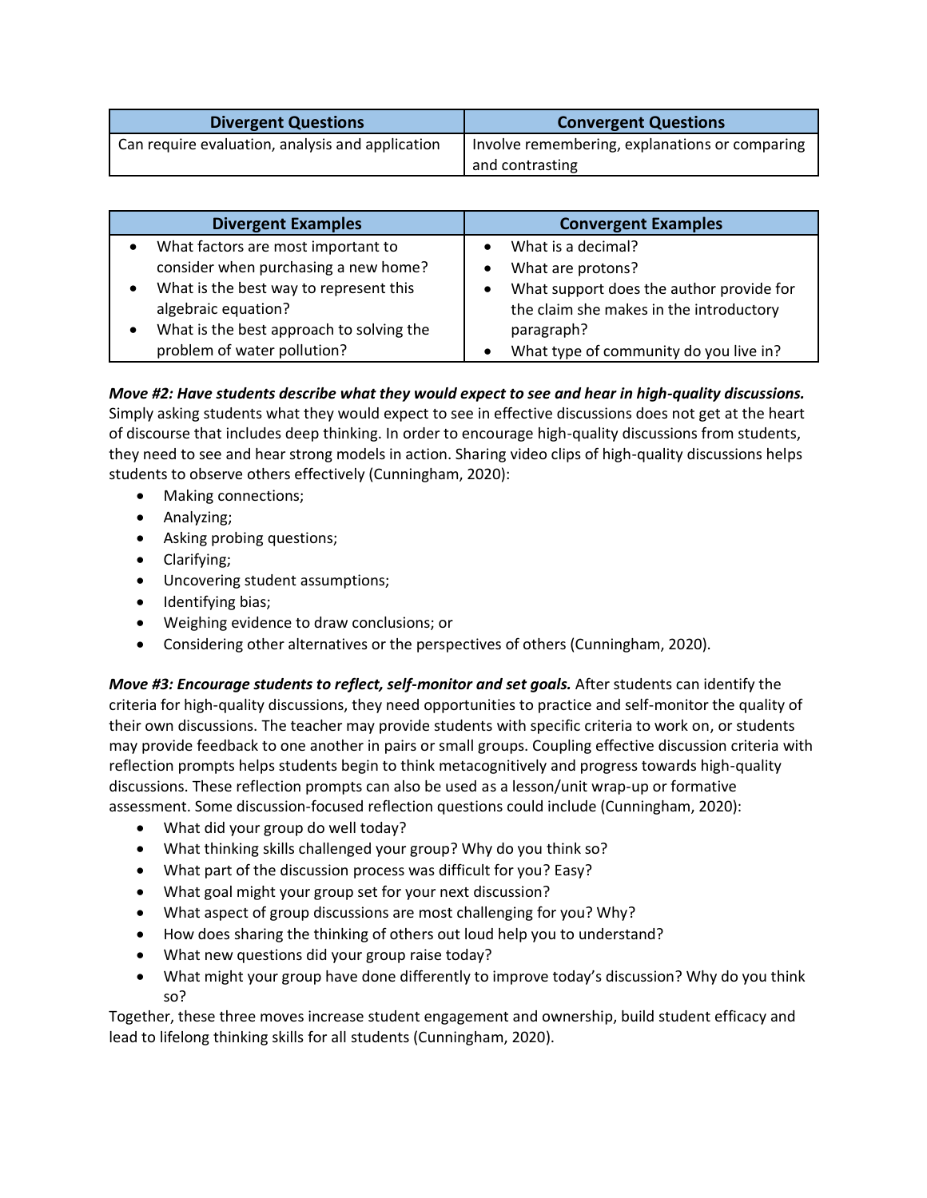| Divergent Questions | Convergent Questions |
| --- | --- |
| Can require evaluation, analysis and application | Involve remembering, explanations or comparing and contrasting |

| Divergent Examples | Convergent Examples |
| --- | --- |
| • What factors are most important to consider when purchasing a new home?<br>• What is the best way to represent this algebraic equation?<br>• What is the best approach to solving the problem of water pollution? | • What is a decimal?<br>• What are protons?<br>• What support does the author provide for the claim she makes in the introductory paragraph?<br>• What type of community do you live in? |

***Move #2: Have students describe what they would expect to see and hear in high-quality discussions.*** Simply asking students what they would expect to see in effective discussions does not get at the heart of discourse that includes deep thinking. In order to encourage high-quality discussions from students, they need to see and hear strong models in action. Sharing video clips of high-quality discussions helps students to observe others effectively (Cunningham, 2020):

- Making connections;
- Analyzing;
- Asking probing questions;
- Clarifying;
- Uncovering student assumptions;
- Identifying bias;
- Weighing evidence to draw conclusions; or
- Considering other alternatives or the perspectives of others (Cunningham, 2020).

***Move #3: Encourage students to reflect, self-monitor and set goals.*** After students can identify the criteria for high-quality discussions, they need opportunities to practice and self-monitor the quality of their own discussions. The teacher may provide students with specific criteria to work on, or students may provide feedback to one another in pairs or small groups. Coupling effective discussion criteria with reflection prompts helps students begin to think metacognitively and progress towards high-quality discussions. These reflection prompts can also be used as a lesson/unit wrap-up or formative assessment. Some discussion-focused reflection questions could include (Cunningham, 2020):

- What did your group do well today?
- What thinking skills challenged your group? Why do you think so?
- What part of the discussion process was difficult for you? Easy?
- What goal might your group set for your next discussion?
- What aspect of group discussions are most challenging for you? Why?
- How does sharing the thinking of others out loud help you to understand?
- What new questions did your group raise today?
- What might your group have done differently to improve today's discussion? Why do you think so?

Together, these three moves increase student engagement and ownership, build student efficacy and lead to lifelong thinking skills for all students (Cunningham, 2020).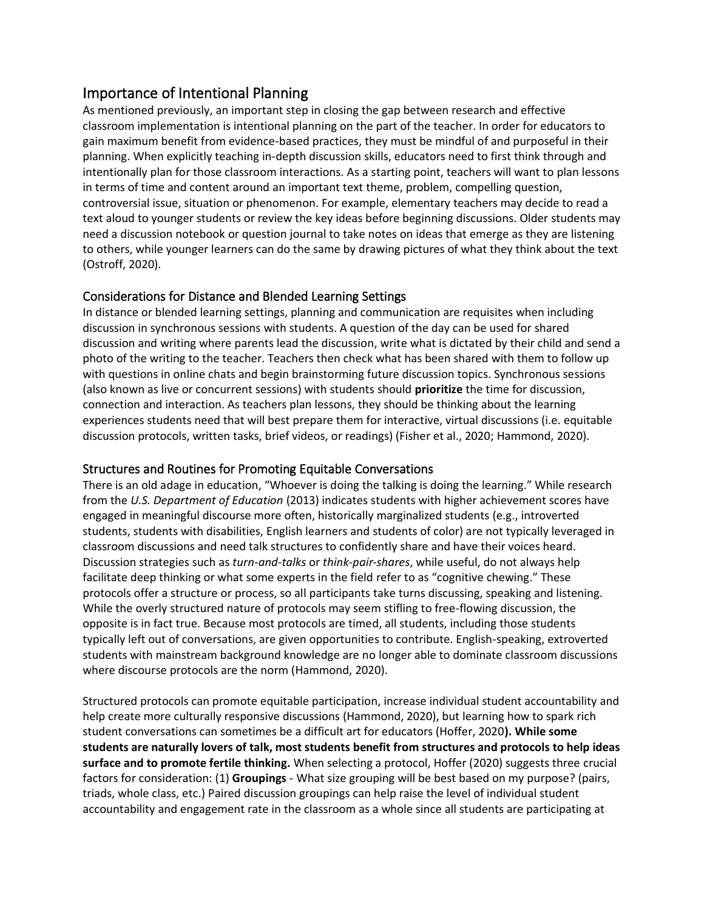## Importance of Intentional Planning

As mentioned previously, an important step in closing the gap between research and effective classroom implementation is intentional planning on the part of the teacher. In order for educators to gain maximum benefit from evidence-based practices, they must be mindful of and purposeful in their planning. When explicitly teaching in-depth discussion skills, educators need to first think through and intentionally plan for those classroom interactions. As a starting point, teachers will want to plan lessons in terms of time and content around an important text theme, problem, compelling question, controversial issue, situation or phenomenon. For example, elementary teachers may decide to read a text aloud to younger students or review the key ideas before beginning discussions. Older students may need a discussion notebook or question journal to take notes on ideas that emerge as they are listening to others, while younger learners can do the same by drawing pictures of what they think about the text (Ostroff, 2020).

### Considerations for Distance and Blended Learning Settings

In distance or blended learning settings, planning and communication are requisites when including discussion in synchronous sessions with students. A question of the day can be used for shared discussion and writing where parents lead the discussion, write what is dictated by their child and send a photo of the writing to the teacher. Teachers then check what has been shared with them to follow up with questions in online chats and begin brainstorming future discussion topics. Synchronous sessions (also known as live or concurrent sessions) with students should **prioritize** the time for discussion, connection and interaction. As teachers plan lessons, they should be thinking about the learning experiences students need that will best prepare them for interactive, virtual discussions (i.e. equitable discussion protocols, written tasks, brief videos, or readings) (Fisher et al., 2020; Hammond, 2020).

### Structures and Routines for Promoting Equitable Conversations

There is an old adage in education, "Whoever is doing the talking is doing the learning." While research from the *U.S. Department of Education* (2013) indicates students with higher achievement scores have engaged in meaningful discourse more often, historically marginalized students (e.g., introverted students, students with disabilities, English learners and students of color) are not typically leveraged in classroom discussions and need talk structures to confidently share and have their voices heard. Discussion strategies such as *turn-and-talks* or *think-pair-shares*, while useful, do not always help facilitate deep thinking or what some experts in the field refer to as "cognitive chewing." These protocols offer a structure or process, so all participants take turns discussing, speaking and listening. While the overly structured nature of protocols may seem stifling to free-flowing discussion, the opposite is in fact true. Because most protocols are timed, all students, including those students typically left out of conversations, are given opportunities to contribute. English-speaking, extroverted students with mainstream background knowledge are no longer able to dominate classroom discussions where discourse protocols are the norm (Hammond, 2020).

Structured protocols can promote equitable participation, increase individual student accountability and help create more culturally responsive discussions (Hammond, 2020), but learning how to spark rich student conversations can sometimes be a difficult art for educators (Hoffer, 2020**). While some students are naturally lovers of talk, most students benefit from structures and protocols to help ideas surface and to promote fertile thinking.** When selecting a protocol, Hoffer (2020) suggests three crucial factors for consideration: (1) **Groupings** - What size grouping will be best based on my purpose? (pairs, triads, whole class, etc.) Paired discussion groupings can help raise the level of individual student accountability and engagement rate in the classroom as a whole since all students are participating at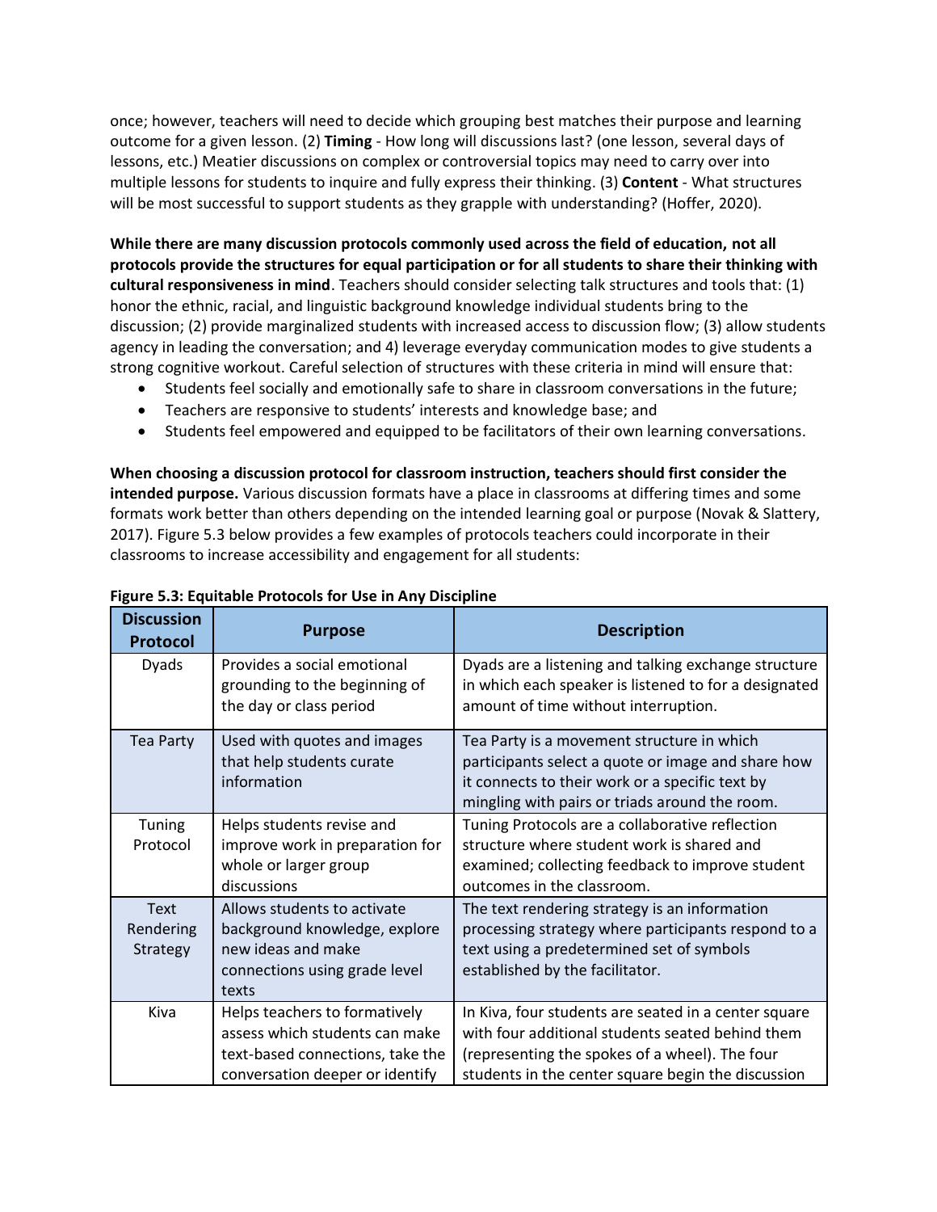once; however, teachers will need to decide which grouping best matches their purpose and learning outcome for a given lesson. (2) **Timing** - How long will discussions last? (one lesson, several days of lessons, etc.) Meatier discussions on complex or controversial topics may need to carry over into multiple lessons for students to inquire and fully express their thinking. (3) **Content** - What structures will be most successful to support students as they grapple with understanding? (Hoffer, 2020).

**While there are many discussion protocols commonly used across the field of education, not all protocols provide the structures for equal participation or for all students to share their thinking with cultural responsiveness in mind**. Teachers should consider selecting talk structures and tools that: (1) honor the ethnic, racial, and linguistic background knowledge individual students bring to the discussion; (2) provide marginalized students with increased access to discussion flow; (3) allow students agency in leading the conversation; and 4) leverage everyday communication modes to give students a strong cognitive workout. Careful selection of structures with these criteria in mind will ensure that:

- Students feel socially and emotionally safe to share in classroom conversations in the future;
- Teachers are responsive to students' interests and knowledge base; and
- Students feel empowered and equipped to be facilitators of their own learning conversations.

**When choosing a discussion protocol for classroom instruction, teachers should first consider the intended purpose.** Various discussion formats have a place in classrooms at differing times and some formats work better than others depending on the intended learning goal or purpose (Novak & Slattery, 2017). Figure 5.3 below provides a few examples of protocols teachers could incorporate in their classrooms to increase accessibility and engagement for all students:

**Figure 5.3: Equitable Protocols for Use in Any Discipline**

| Discussion Protocol | Purpose | Description |
|---|---|---|
| Dyads | Provides a social emotional grounding to the beginning of the day or class period | Dyads are a listening and talking exchange structure in which each speaker is listened to for a designated amount of time without interruption. |
| Tea Party | Used with quotes and images that help students curate information | Tea Party is a movement structure in which participants select a quote or image and share how it connects to their work or a specific text by mingling with pairs or triads around the room. |
| Tuning Protocol | Helps students revise and improve work in preparation for whole or larger group discussions | Tuning Protocols are a collaborative reflection structure where student work is shared and examined; collecting feedback to improve student outcomes in the classroom. |
| Text Rendering Strategy | Allows students to activate background knowledge, explore new ideas and make connections using grade level texts | The text rendering strategy is an information processing strategy where participants respond to a text using a predetermined set of symbols established by the facilitator. |
| Kiva | Helps teachers to formatively assess which students can make text-based connections, take the conversation deeper or identify | In Kiva, four students are seated in a center square with four additional students seated behind them (representing the spokes of a wheel). The four students in the center square begin the discussion |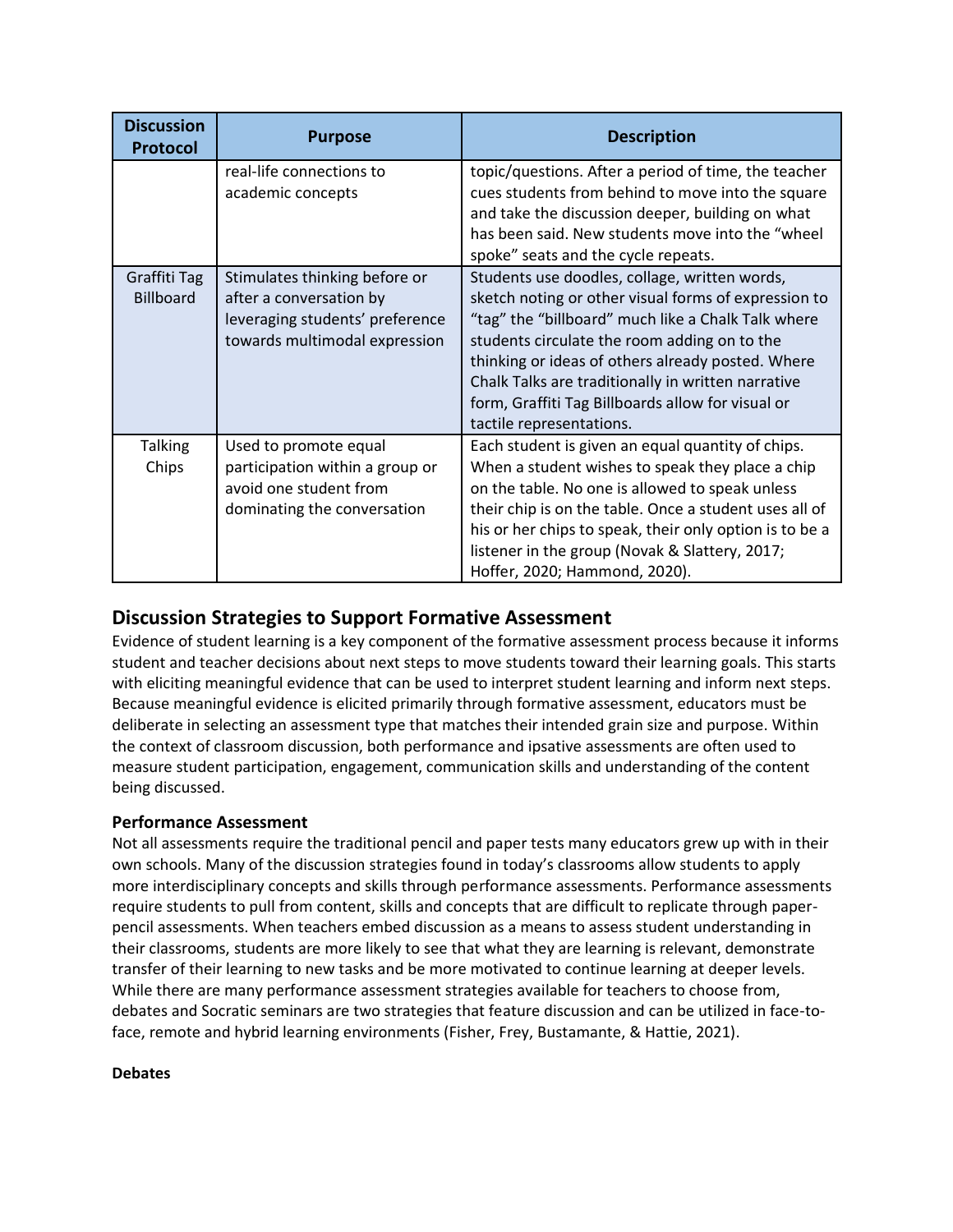| Discussion Protocol | Purpose | Description |
| --- | --- | --- |
| | real-life connections to academic concepts | topic/questions. After a period of time, the teacher cues students from behind to move into the square and take the discussion deeper, building on what has been said. New students move into the "wheel spoke" seats and the cycle repeats. |
| Graffiti Tag Billboard | Stimulates thinking before or after a conversation by leveraging students' preference towards multimodal expression | Students use doodles, collage, written words, sketch noting or other visual forms of expression to "tag" the "billboard" much like a Chalk Talk where students circulate the room adding on to the thinking or ideas of others already posted. Where Chalk Talks are traditionally in written narrative form, Graffiti Tag Billboards allow for visual or tactile representations. |
| Talking Chips | Used to promote equal participation within a group or avoid one student from dominating the conversation | Each student is given an equal quantity of chips. When a student wishes to speak they place a chip on the table. No one is allowed to speak unless their chip is on the table. Once a student uses all of his or her chips to speak, their only option is to be a listener in the group (Novak & Slattery, 2017; Hoffer, 2020; Hammond, 2020). |

## Discussion Strategies to Support Formative Assessment

Evidence of student learning is a key component of the formative assessment process because it informs student and teacher decisions about next steps to move students toward their learning goals. This starts with eliciting meaningful evidence that can be used to interpret student learning and inform next steps. Because meaningful evidence is elicited primarily through formative assessment, educators must be deliberate in selecting an assessment type that matches their intended grain size and purpose. Within the context of classroom discussion, both performance and ipsative assessments are often used to measure student participation, engagement, communication skills and understanding of the content being discussed.

### Performance Assessment

Not all assessments require the traditional pencil and paper tests many educators grew up with in their own schools. Many of the discussion strategies found in today's classrooms allow students to apply more interdisciplinary concepts and skills through performance assessments. Performance assessments require students to pull from content, skills and concepts that are difficult to replicate through paper-pencil assessments. When teachers embed discussion as a means to assess student understanding in their classrooms, students are more likely to see that what they are learning is relevant, demonstrate transfer of their learning to new tasks and be more motivated to continue learning at deeper levels. While there are many performance assessment strategies available for teachers to choose from, debates and Socratic seminars are two strategies that feature discussion and can be utilized in face-to-face, remote and hybrid learning environments (Fisher, Frey, Bustamante, & Hattie, 2021).

#### Debates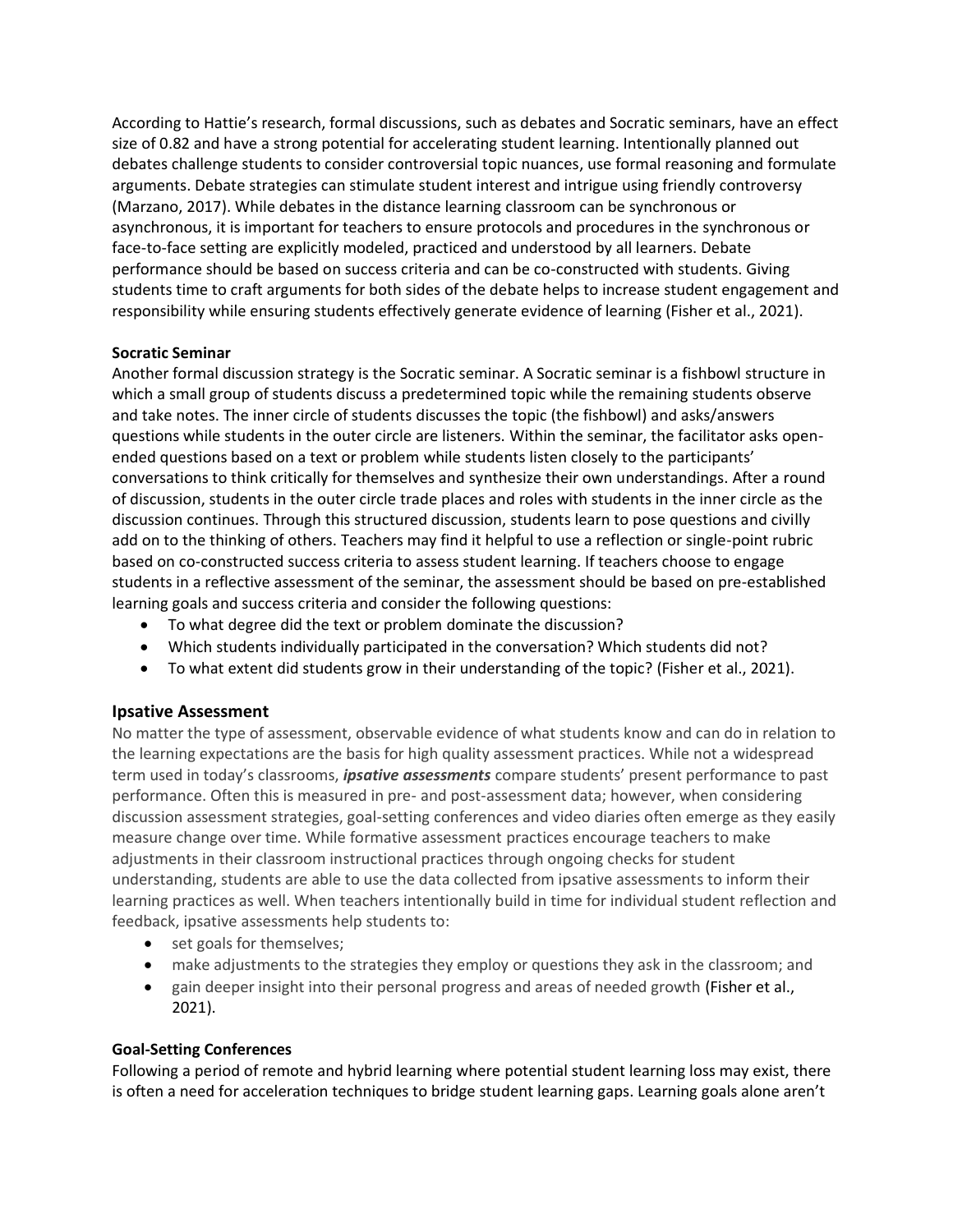According to Hattie's research, formal discussions, such as debates and Socratic seminars, have an effect size of 0.82 and have a strong potential for accelerating student learning. Intentionally planned out debates challenge students to consider controversial topic nuances, use formal reasoning and formulate arguments. Debate strategies can stimulate student interest and intrigue using friendly controversy (Marzano, 2017). While debates in the distance learning classroom can be synchronous or asynchronous, it is important for teachers to ensure protocols and procedures in the synchronous or face-to-face setting are explicitly modeled, practiced and understood by all learners. Debate performance should be based on success criteria and can be co-constructed with students. Giving students time to craft arguments for both sides of the debate helps to increase student engagement and responsibility while ensuring students effectively generate evidence of learning (Fisher et al., 2021).

**Socratic Seminar**

Another formal discussion strategy is the Socratic seminar. A Socratic seminar is a fishbowl structure in which a small group of students discuss a predetermined topic while the remaining students observe and take notes. The inner circle of students discusses the topic (the fishbowl) and asks/answers questions while students in the outer circle are listeners. Within the seminar, the facilitator asks open-ended questions based on a text or problem while students listen closely to the participants' conversations to think critically for themselves and synthesize their own understandings. After a round of discussion, students in the outer circle trade places and roles with students in the inner circle as the discussion continues. Through this structured discussion, students learn to pose questions and civilly add on to the thinking of others. Teachers may find it helpful to use a reflection or single-point rubric based on co-constructed success criteria to assess student learning. If teachers choose to engage students in a reflective assessment of the seminar, the assessment should be based on pre-established learning goals and success criteria and consider the following questions:

- To what degree did the text or problem dominate the discussion?
- Which students individually participated in the conversation? Which students did not?
- To what extent did students grow in their understanding of the topic? (Fisher et al., 2021).

## Ipsative Assessment

No matter the type of assessment, observable evidence of what students know and can do in relation to the learning expectations are the basis for high quality assessment practices. While not a widespread term used in today's classrooms, ***ipsative assessments*** compare students' present performance to past performance. Often this is measured in pre- and post-assessment data; however, when considering discussion assessment strategies, goal-setting conferences and video diaries often emerge as they easily measure change over time. While formative assessment practices encourage teachers to make adjustments in their classroom instructional practices through ongoing checks for student understanding, students are able to use the data collected from ipsative assessments to inform their learning practices as well. When teachers intentionally build in time for individual student reflection and feedback, ipsative assessments help students to:

- set goals for themselves;
- make adjustments to the strategies they employ or questions they ask in the classroom; and
- gain deeper insight into their personal progress and areas of needed growth (Fisher et al., 2021).

**Goal-Setting Conferences**

Following a period of remote and hybrid learning where potential student learning loss may exist, there is often a need for acceleration techniques to bridge student learning gaps. Learning goals alone aren't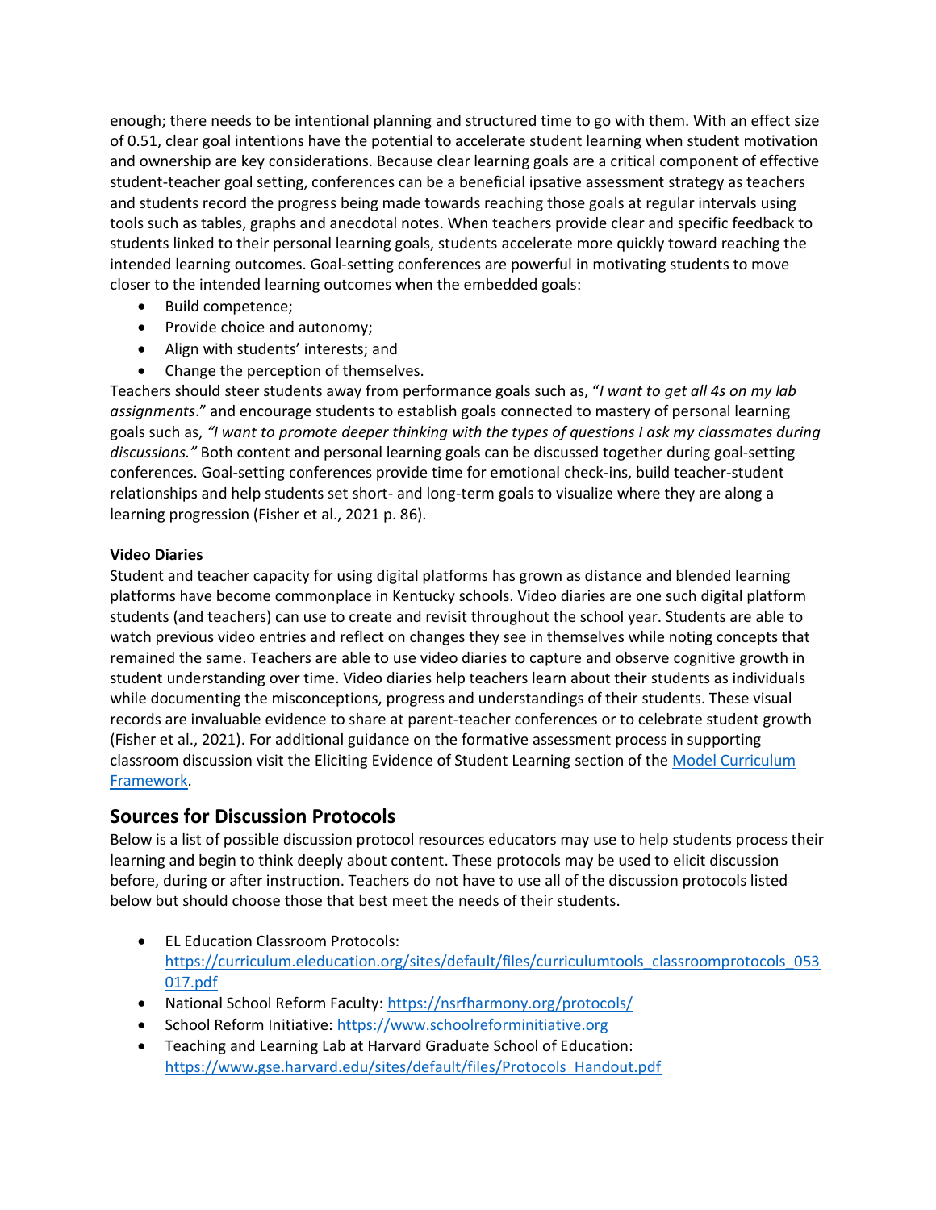enough; there needs to be intentional planning and structured time to go with them. With an effect size of 0.51, clear goal intentions have the potential to accelerate student learning when student motivation and ownership are key considerations. Because clear learning goals are a critical component of effective student-teacher goal setting, conferences can be a beneficial ipsative assessment strategy as teachers and students record the progress being made towards reaching those goals at regular intervals using tools such as tables, graphs and anecdotal notes. When teachers provide clear and specific feedback to students linked to their personal learning goals, students accelerate more quickly toward reaching the intended learning outcomes. Goal-setting conferences are powerful in motivating students to move closer to the intended learning outcomes when the embedded goals:

- Build competence;
- Provide choice and autonomy;
- Align with students' interests; and
- Change the perception of themselves.

Teachers should steer students away from performance goals such as, "*I want to get all 4s on my lab assignments*." and encourage students to establish goals connected to mastery of personal learning goals such as, *"I want to promote deeper thinking with the types of questions I ask my classmates during discussions."* Both content and personal learning goals can be discussed together during goal-setting conferences. Goal-setting conferences provide time for emotional check-ins, build teacher-student relationships and help students set short- and long-term goals to visualize where they are along a learning progression (Fisher et al., 2021 p. 86).

**Video Diaries**

Student and teacher capacity for using digital platforms has grown as distance and blended learning platforms have become commonplace in Kentucky schools. Video diaries are one such digital platform students (and teachers) can use to create and revisit throughout the school year. Students are able to watch previous video entries and reflect on changes they see in themselves while noting concepts that remained the same. Teachers are able to use video diaries to capture and observe cognitive growth in student understanding over time. Video diaries help teachers learn about their students as individuals while documenting the misconceptions, progress and understandings of their students. These visual records are invaluable evidence to share at parent-teacher conferences or to celebrate student growth (Fisher et al., 2021). For additional guidance on the formative assessment process in supporting classroom discussion visit the Eliciting Evidence of Student Learning section of the Model Curriculum Framework.

## Sources for Discussion Protocols

Below is a list of possible discussion protocol resources educators may use to help students process their learning and begin to think deeply about content. These protocols may be used to elicit discussion before, during or after instruction. Teachers do not have to use all of the discussion protocols listed below but should choose those that best meet the needs of their students.

- EL Education Classroom Protocols: https://curriculum.eleducation.org/sites/default/files/curriculumtools_classroomprotocols_053017.pdf
- National School Reform Faculty: https://nsrfharmony.org/protocols/
- School Reform Initiative: https://www.schoolreforminitiative.org
- Teaching and Learning Lab at Harvard Graduate School of Education: https://www.gse.harvard.edu/sites/default/files/Protocols_Handout.pdf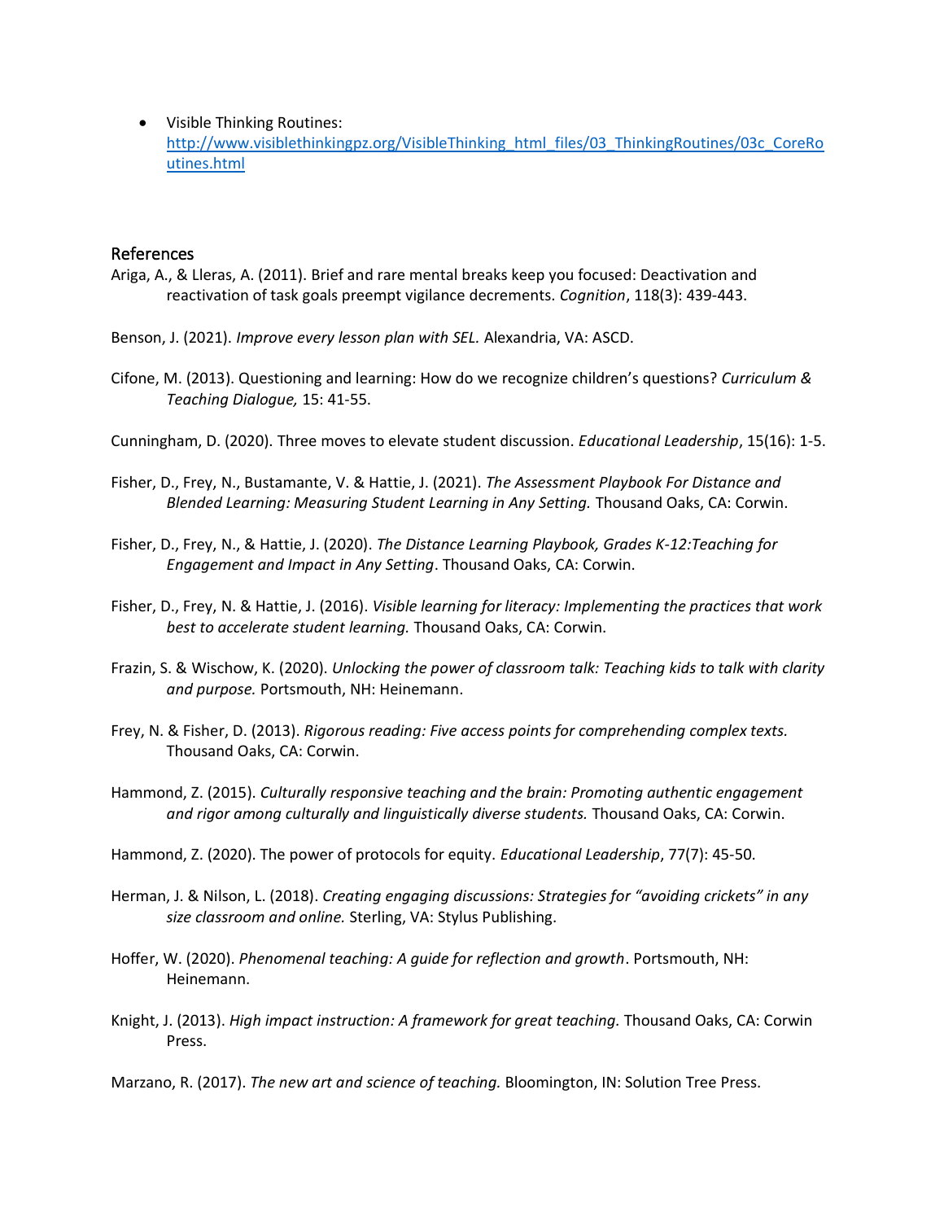- Visible Thinking Routines: [http://www.visiblethinkingpz.org/VisibleThinking_html_files/03_ThinkingRoutines/03c_CoreRoutines.html](http://www.visiblethinkingpz.org/VisibleThinking_html_files/03_ThinkingRoutines/03c_CoreRoutines.html)

## References

Ariga, A., & Lleras, A. (2011). Brief and rare mental breaks keep you focused: Deactivation and reactivation of task goals preempt vigilance decrements. *Cognition*, 118(3): 439-443.

Benson, J. (2021). *Improve every lesson plan with SEL.* Alexandria, VA: ASCD.

Cifone, M. (2013). Questioning and learning: How do we recognize children's questions? *Curriculum & Teaching Dialogue,* 15: 41-55.

Cunningham, D. (2020). Three moves to elevate student discussion. *Educational Leadership*, 15(16): 1-5.

Fisher, D., Frey, N., Bustamante, V. & Hattie, J. (2021). *The Assessment Playbook For Distance and Blended Learning: Measuring Student Learning in Any Setting.* Thousand Oaks, CA: Corwin.

Fisher, D., Frey, N., & Hattie, J. (2020). *The Distance Learning Playbook, Grades K-12:Teaching for Engagement and Impact in Any Setting*. Thousand Oaks, CA: Corwin.

Fisher, D., Frey, N. & Hattie, J. (2016). *Visible learning for literacy: Implementing the practices that work best to accelerate student learning.* Thousand Oaks, CA: Corwin.

Frazin, S. & Wischow, K. (2020). *Unlocking the power of classroom talk: Teaching kids to talk with clarity and purpose.* Portsmouth, NH: Heinemann.

Frey, N. & Fisher, D. (2013). *Rigorous reading: Five access points for comprehending complex texts.* Thousand Oaks, CA: Corwin.

Hammond, Z. (2015). *Culturally responsive teaching and the brain: Promoting authentic engagement and rigor among culturally and linguistically diverse students.* Thousand Oaks, CA: Corwin.

Hammond, Z. (2020). The power of protocols for equity. *Educational Leadership*, 77(7): 45-50.

Herman, J. & Nilson, L. (2018). *Creating engaging discussions: Strategies for "avoiding crickets" in any size classroom and online.* Sterling, VA: Stylus Publishing.

Hoffer, W. (2020). *Phenomenal teaching: A guide for reflection and growth*. Portsmouth, NH: Heinemann.

Knight, J. (2013). *High impact instruction: A framework for great teaching.* Thousand Oaks, CA: Corwin Press.

Marzano, R. (2017). *The new art and science of teaching.* Bloomington, IN: Solution Tree Press.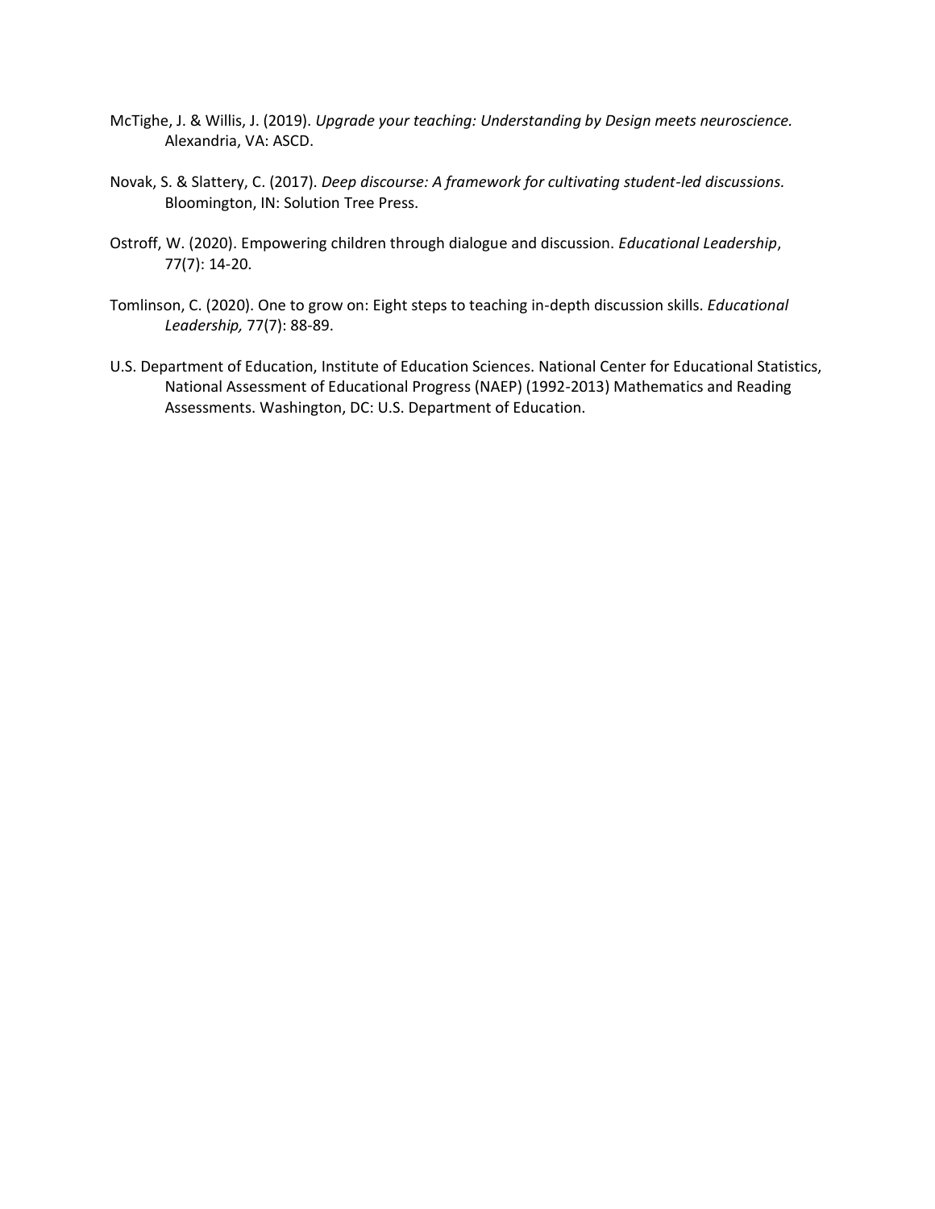McTighe, J. & Willis, J. (2019). *Upgrade your teaching: Understanding by Design meets neuroscience.* Alexandria, VA: ASCD.

Novak, S. & Slattery, C. (2017). *Deep discourse: A framework for cultivating student-led discussions.* Bloomington, IN: Solution Tree Press.

Ostroff, W. (2020). Empowering children through dialogue and discussion. *Educational Leadership*, 77(7): 14-20.

Tomlinson, C. (2020). One to grow on: Eight steps to teaching in-depth discussion skills. *Educational Leadership,* 77(7): 88-89.

U.S. Department of Education, Institute of Education Sciences. National Center for Educational Statistics, National Assessment of Educational Progress (NAEP) (1992-2013) Mathematics and Reading Assessments. Washington, DC: U.S. Department of Education.